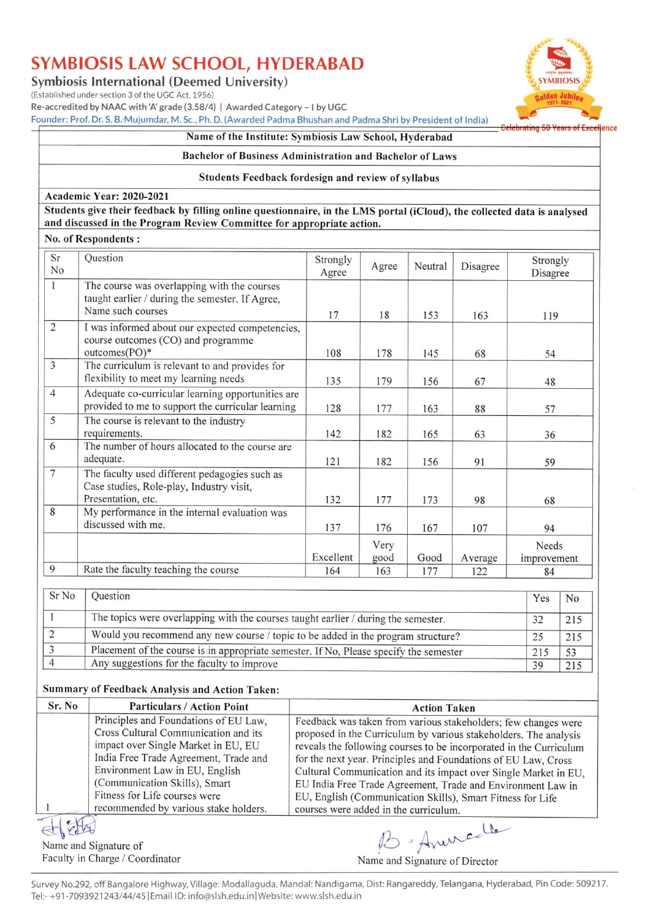# SYMBIOSIS LAW SCHOOL, HYDERABAD

**Symbiosis International (Deemed University)**

(Established under section 3 of the UGC Act, 1956)

Re-accredited by NAAC with 'A' grade (3.58/4) | Awarded Category – I by UGC

Founder: Prof. Dr. S. B. Mujumdar, M. Sc., Ph. D. (Awarded Padma Bhushan and Padma Shri by President of India)

**Name of the Institute: Symbiosis Law School, Hyderabad**

**Bachelor of Business Administration and Bachelor of Laws**

**Students Feedback fordesign and review of syllabus**

**Academic Year: 2020-2021**

**Students give their feedback by filling online questionnaire, in the LMS portal (iCloud), the collected data is analysed and discussed in the Program Review Committee for appropriate action.**

**No. of Respondents :**

| Sr No | Question | Strongly Agree | Agree | Neutral | Disagree | Strongly Disagree |
|---|---|---|---|---|---|---|
| 1 | The course was overlapping with the courses taught earlier / during the semester. If Agree, Name such courses | 17 | 18 | 153 | 163 | 119 |
| 2 | I was informed about our expected competencies, course outcomes (CO) and programme outcomes(PO)* | 108 | 178 | 145 | 68 | 54 |
| 3 | The curriculum is relevant to and provides for flexibility to meet my learning needs | 135 | 179 | 156 | 67 | 48 |
| 4 | Adequate co-curricular learning opportunities are provided to me to support the curricular learning | 128 | 177 | 163 | 88 | 57 |
| 5 | The course is relevant to the industry requirements. | 142 | 182 | 165 | 63 | 36 |
| 6 | The number of hours allocated to the course are adequate. | 121 | 182 | 156 | 91 | 59 |
| 7 | The faculty used different pedagogies such as Case studies, Role-play, Industry visit, Presentation, etc. | 132 | 177 | 173 | 98 | 68 |
| 8 | My performance in the internal evaluation was discussed with me. | 137 | 176 | 167 | 107 | 94 |
| | | Excellent | Very good | Good | Average | Needs improvement |
| 9 | Rate the faculty teaching the course | 164 | 163 | 177 | 122 | 84 |

| Sr No | Question | Yes | No |
|---|---|---|---|
| 1 | The topics were overlapping with the courses taught earlier / during the semester. | 32 | 215 |
| 2 | Would you recommend any new course / topic to be added in the program structure? | 25 | 215 |
| 3 | Placement of the course is in appropriate semester. If No, Please specify the semester | 215 | 53 |
| 4 | Any suggestions for the faculty to improve | 39 | 215 |

**Summary of Feedback Analysis and Action Taken:**

| Sr. No | Particulars / Action Point | Action Taken |
|---|---|---|
| 1 | Principles and Foundations of EU Law, Cross Cultural Communication and its impact over Single Market in EU, EU India Free Trade Agreement, Trade and Environment Law in EU, English (Communication Skills), Smart Fitness for Life courses were recommended by various stake holders. | Feedback was taken from various stakeholders; few changes were proposed in the Curriculum by various stakeholders. The analysis reveals the following courses to be incorporated in the Curriculum for the next year. Principles and Foundations of EU Law, Cross Cultural Communication and its impact over Single Market in EU, EU India Free Trade Agreement, Trade and Environment Law in EU, English (Communication Skills), Smart Fitness for Life courses were added in the curriculum. |

Name and Signature of Faculty in Charge / Coordinator

Name and Signature of Director

Survey No.292, off Bangalore Highway, Village: Modallaguda, Mandal: Nandigama, Dist: Rangareddy, Telangana, Hyderabad, Pin Code: 509217. Tel:- +91-7093921243/44/45|Email ID: info@slsh.edu.in|Website: www.slsh.edu.in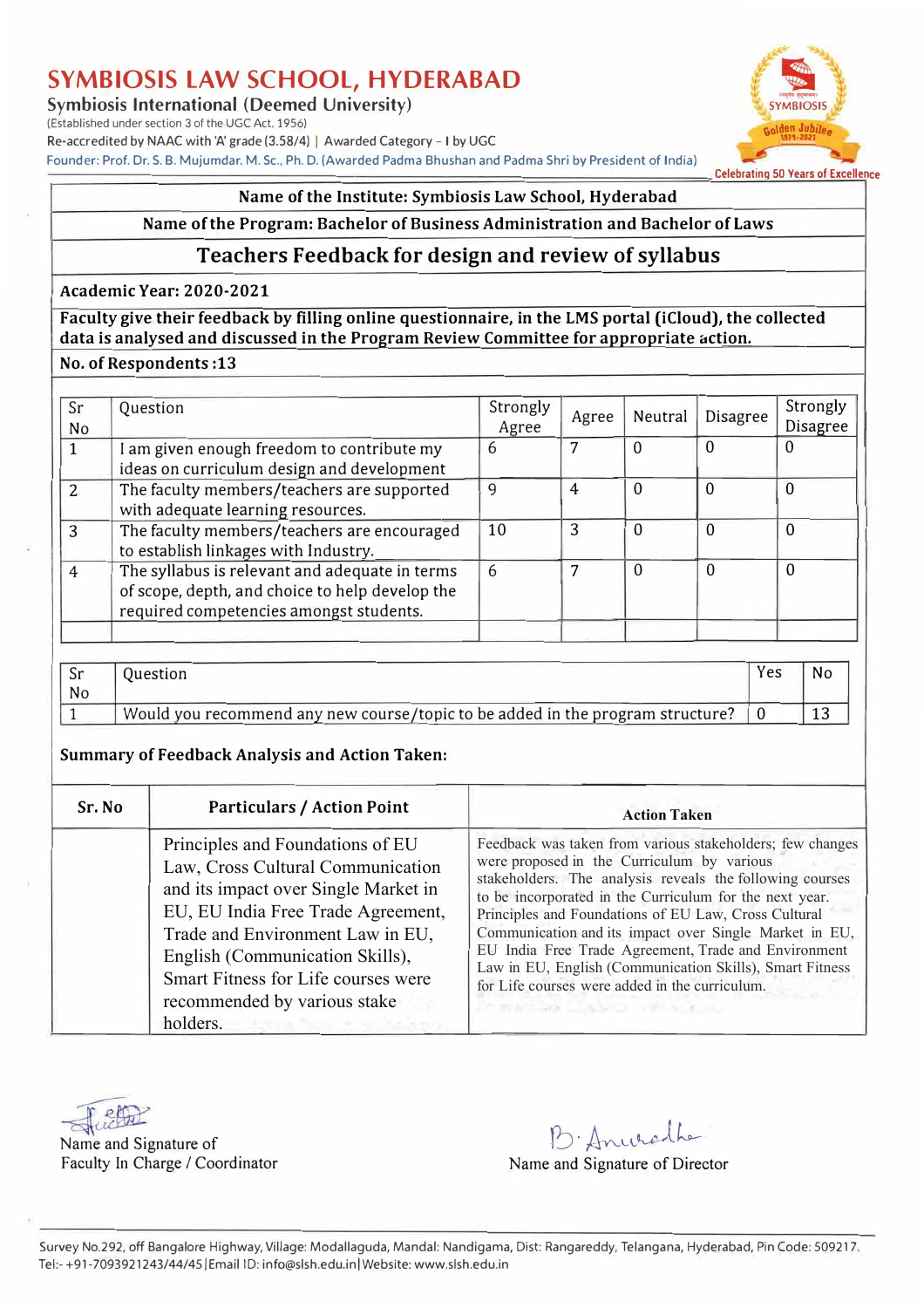# SYMBIOSIS LAW SCHOOL, HYDERABAD

**Symbiosis International (Deemed University)**

(Established under section 3 of the UGC Act. 1956)

Re-accredited by NAAC with 'A' grade (3.58/4) | Awarded Category - I by UGC

Founder: Prof. Dr. S. B. Mujumdar. M. Sc., Ph. D. (Awarded Padma Bhushan and Padma Shri by President of India)

Celebrating 50 Years of Excellence

**Name of the Institute: Symbiosis Law School, Hyderabad**

**Name of the Program: Bachelor of Business Administration and Bachelor of Laws**

## Teachers Feedback for design and review of syllabus

**Academic Year: 2020-2021**

**Faculty give their feedback by filling online questionnaire, in the LMS portal (iCloud), the collected data is analysed and discussed in the Program Review Committee for appropriate action.**

**No. of Respondents :13**

| Sr No | Question | Strongly Agree | Agree | Neutral | Disagree | Strongly Disagree |
|---|---|---|---|---|---|---|
| 1 | I am given enough freedom to contribute my ideas on curriculum design and development | 6 | 7 | 0 | 0 | 0 |
| 2 | The faculty members/teachers are supported with adequate learning resources. | 9 | 4 | 0 | 0 | 0 |
| 3 | The faculty members/teachers are encouraged to establish linkages with Industry. | 10 | 3 | 0 | 0 | 0 |
| 4 | The syllabus is relevant and adequate in terms of scope, depth, and choice to help develop the required competencies amongst students. | 6 | 7 | 0 | 0 | 0 |
| | | | | | | |

| Sr No | Question | Yes | No |
|---|---|---|---|
| 1 | Would you recommend any new course/topic to be added in the program structure? | 0 | 13 |

**Summary of Feedback Analysis and Action Taken:**

| Sr. No | Particulars / Action Point | Action Taken |
|---|---|---|
| | Principles and Foundations of EU Law, Cross Cultural Communication and its impact over Single Market in EU, EU India Free Trade Agreement, Trade and Environment Law in EU, English (Communication Skills), Smart Fitness for Life courses were recommended by various stake holders. | Feedback was taken from various stakeholders; few changes were proposed in the Curriculum by various stakeholders. The analysis reveals the following courses to be incorporated in the Curriculum for the next year. Principles and Foundations of EU Law, Cross Cultural Communication and its impact over Single Market in EU, EU India Free Trade Agreement, Trade and Environment Law in EU, English (Communication Skills), Smart Fitness for Life courses were added in the curriculum. |

Name and Signature of Faculty In Charge / Coordinator

B. Anuradha

Name and Signature of Director

Survey No.292, off Bangalore Highway, Village: Modallaguda, Mandal: Nandigama, Dist: Rangareddy, Telangana, Hyderabad, Pin Code: 509217.
Tel:- +91-7093921243/44/45 | Email ID: info@slsh.edu.in | Website: www.slsh.edu.in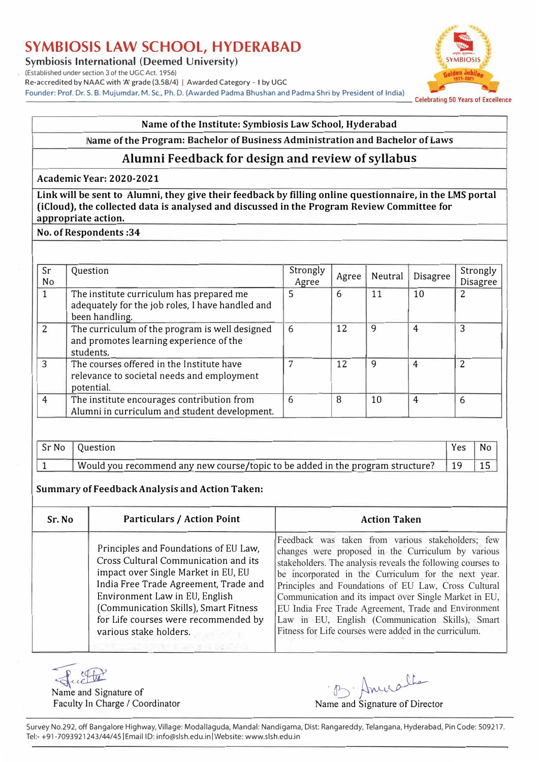# SYMBIOSIS LAW SCHOOL, HYDERABAD

**Symbiosis International (Deemed University)**

(Established under section 3 of the UGC Act. 1956)

Re-accredited by NAAC with 'A' grade (3.58/4) | Awarded Category - I by UGC

Founder: Prof. Dr. S. B. Mujumdar, M. Sc., Ph. D. (Awarded Padma Bhushan and Padma Shri by President of India)

Celebrating 50 Years of Excellence

**Name of the Institute: Symbiosis Law School, Hyderabad**

**Name of the Program: Bachelor of Business Administration and Bachelor of Laws**

## Alumni Feedback for design and review of syllabus

**Academic Year: 2020-2021**

**Link will be sent to Alumni, they give their feedback by filling online questionnaire, in the LMS portal (iCloud), the collected data is analysed and discussed in the Program Review Committee for appropriate action.**

**No. of Respondents :34**

| Sr No | Question | Strongly Agree | Agree | Neutral | Disagree | Strongly Disagree |
|---|---|---|---|---|---|---|
| 1 | The institute curriculum has prepared me adequately for the job roles, I have handled and been handling. | 5 | 6 | 11 | 10 | 2 |
| 2 | The curriculum of the program is well designed and promotes learning experience of the students. | 6 | 12 | 9 | 4 | 3 |
| 3 | The courses offered in the Institute have relevance to societal needs and employment potential. | 7 | 12 | 9 | 4 | 2 |
| 4 | The institute encourages contribution from Alumni in curriculum and student development. | 6 | 8 | 10 | 4 | 6 |

| Sr No | Question | Yes | No |
|---|---|---|---|
| 1 | Would you recommend any new course/topic to be added in the program structure? | 19 | 15 |

**Summary of Feedback Analysis and Action Taken:**

| Sr. No | Particulars / Action Point | Action Taken |
|---|---|---|
| | Principles and Foundations of EU Law, Cross Cultural Communication and its impact over Single Market in EU, EU India Free Trade Agreement, Trade and Environment Law in EU, English (Communication Skills), Smart Fitness for Life courses were recommended by various stake holders. | Feedback was taken from various stakeholders; few changes were proposed in the Curriculum by various stakeholders. The analysis reveals the following courses to be incorporated in the Curriculum for the next year. Principles and Foundations of EU Law, Cross Cultural Communication and its impact over Single Market in EU, EU India Free Trade Agreement, Trade and Environment Law in EU, English (Communication Skills), Smart Fitness for Life courses were added in the curriculum. |

Name and Signature of Faculty In Charge / Coordinator

Name and Signature of Director

Survey No.292, off Bangalore Highway, Village: Modallaguda, Mandal: Nandigama, Dist: Rangareddy, Telangana, Hyderabad, Pin Code: 509217. Tel:- +91-7093921243/44/45 | Email ID: info@slsh.edu.in | Website: www.slsh.edu.in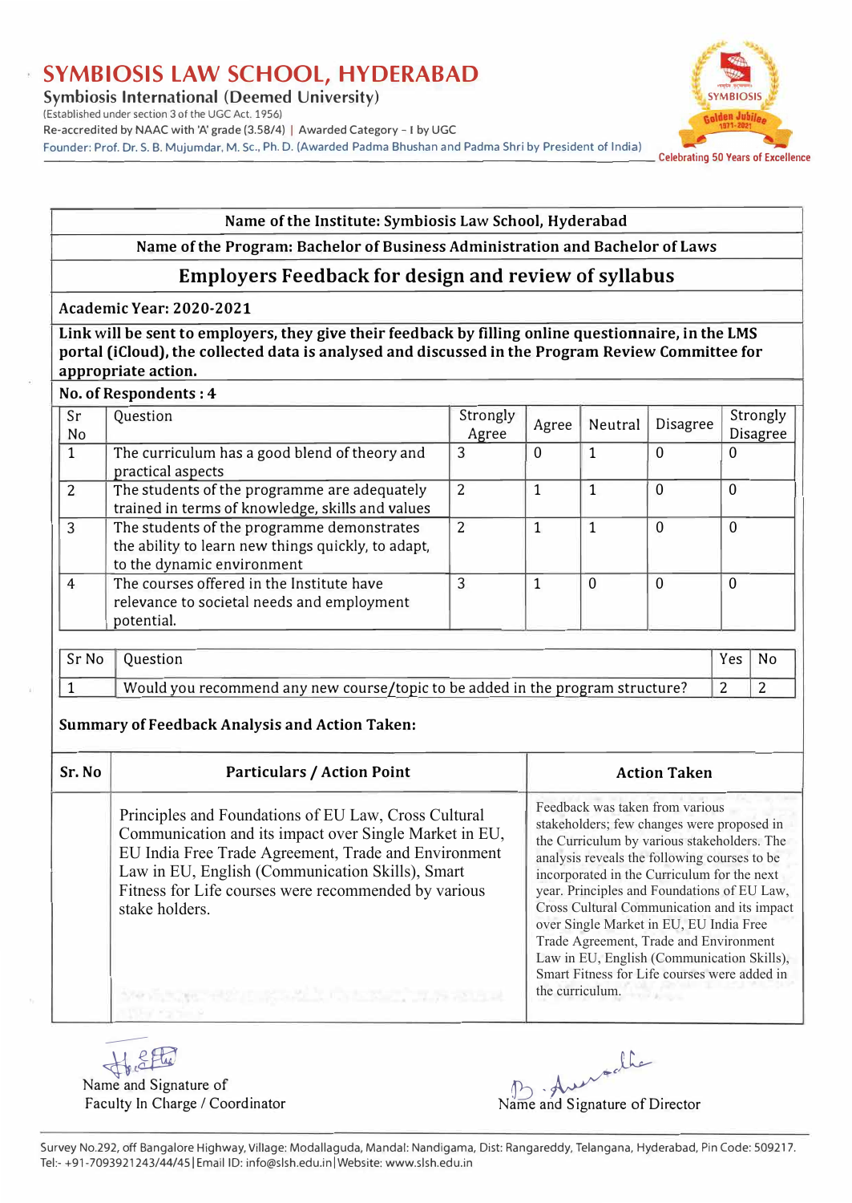# SYMBIOSIS LAW SCHOOL, HYDERABAD

**Symbiosis International (Deemed University)**

(Established under section 3 of the UGC Act. 1956)

Re-accredited by NAAC with 'A' grade (3.58/4) | Awarded Category - I by UGC

Founder: Prof. Dr. S. B. Mujumdar, M. Sc., Ph. D. (Awarded Padma Bhushan and Padma Shri by President of India)

Celebrating 50 Years of Excellence

**Name of the Institute: Symbiosis Law School, Hyderabad**

**Name of the Program: Bachelor of Business Administration and Bachelor of Laws**

## Employers Feedback for design and review of syllabus

**Academic Year: 2020-2021**

**Link will be sent to employers, they give their feedback by filling online questionnaire, in the LMS portal (iCloud), the collected data is analysed and discussed in the Program Review Committee for appropriate action.**

**No. of Respondents : 4**

| Sr No | Question | Strongly Agree | Agree | Neutral | Disagree | Strongly Disagree |
|---|---|---|---|---|---|---|
| 1 | The curriculum has a good blend of theory and practical aspects | 3 | 0 | 1 | 0 | 0 |
| 2 | The students of the programme are adequately trained in terms of knowledge, skills and values | 2 | 1 | 1 | 0 | 0 |
| 3 | The students of the programme demonstrates the ability to learn new things quickly, to adapt, to the dynamic environment | 2 | 1 | 1 | 0 | 0 |
| 4 | The courses offered in the Institute have relevance to societal needs and employment potential. | 3 | 1 | 0 | 0 | 0 |

| Sr No | Question | Yes | No |
|---|---|---|---|
| 1 | Would you recommend any new course/topic to be added in the program structure? | 2 | 2 |

**Summary of Feedback Analysis and Action Taken:**

| Sr. No | Particulars / Action Point | Action Taken |
|---|---|---|
| | Principles and Foundations of EU Law, Cross Cultural Communication and its impact over Single Market in EU, EU India Free Trade Agreement, Trade and Environment Law in EU, English (Communication Skills), Smart Fitness for Life courses were recommended by various stake holders. | Feedback was taken from various stakeholders; few changes were proposed in the Curriculum by various stakeholders. The analysis reveals the following courses to be incorporated in the Curriculum for the next year. Principles and Foundations of EU Law, Cross Cultural Communication and its impact over Single Market in EU, EU India Free Trade Agreement, Trade and Environment Law in EU, English (Communication Skills), Smart Fitness for Life courses were added in the curriculum. |

Name and Signature of Faculty In Charge / Coordinator

Name and Signature of Director

Survey No.292, off Bangalore Highway, Village: Modallaguda, Mandal: Nandigama, Dist: Rangareddy, Telangana, Hyderabad, Pin Code: 509217.
Tel:- +91-7093921243/44/45 | Email ID: info@slsh.edu.in | Website: www.slsh.edu.in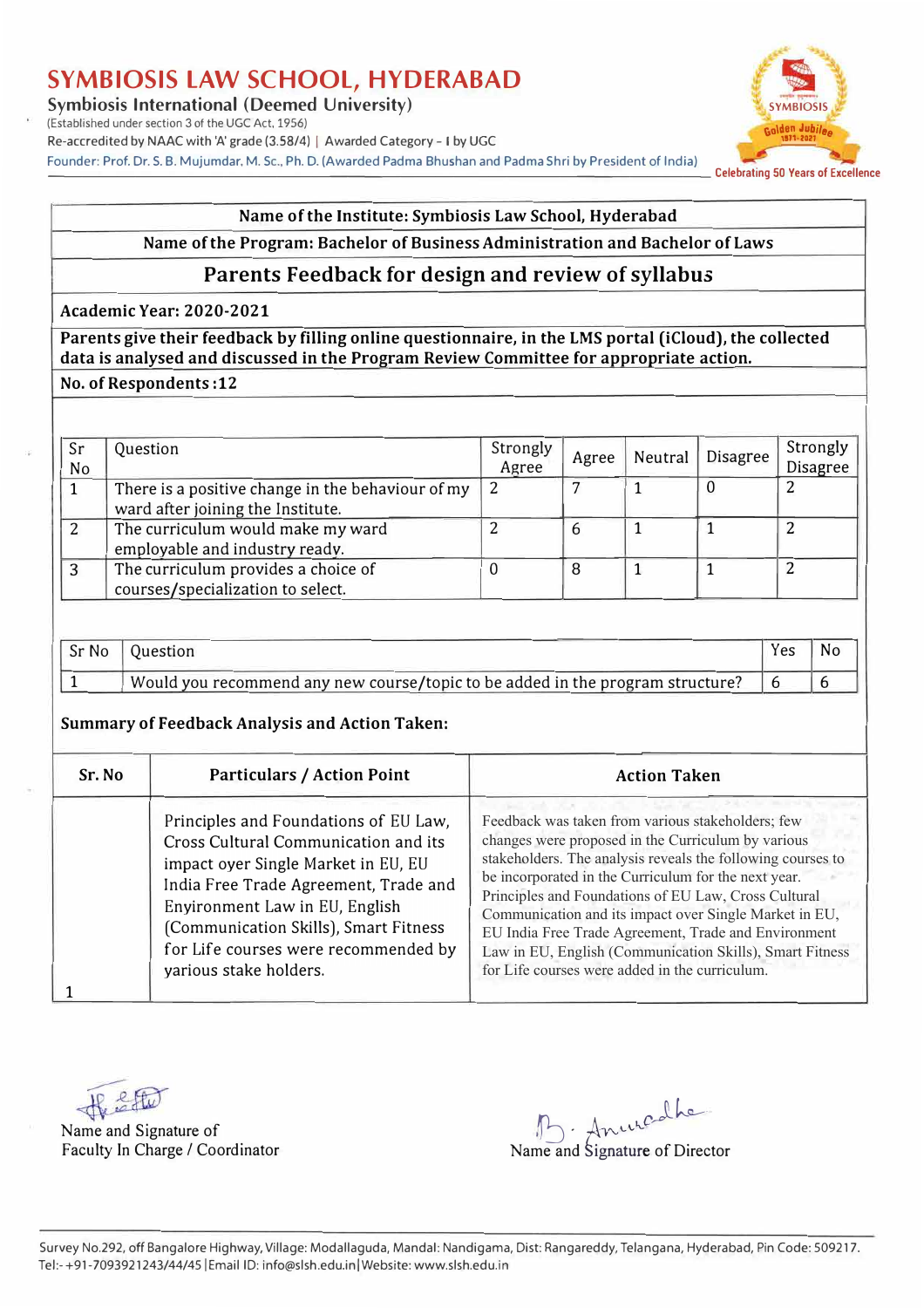# SYMBIOSIS LAW SCHOOL, HYDERABAD

**Symbiosis International (Deemed University)**

(Established under section 3 of the UGC Act, 1956)

Re-accredited by NAAC with 'A' grade (3.58/4) | Awarded Category - I by UGC

Founder: Prof. Dr. S. B. Mujumdar, M. Sc., Ph. D. (Awarded Padma Bhushan and Padma Shri by President of India)

Celebrating 50 Years of Excellence

**Name of the Institute: Symbiosis Law School, Hyderabad**

**Name of the Program: Bachelor of Business Administration and Bachelor of Laws**

## Parents Feedback for design and review of syllabus

**Academic Year: 2020-2021**

**Parents give their feedback by filling online questionnaire, in the LMS portal (iCloud), the collected data is analysed and discussed in the Program Review Committee for appropriate action.**

**No. of Respondents :12**

| Sr No | Question | Strongly Agree | Agree | Neutral | Disagree | Strongly Disagree |
|---|---|---|---|---|---|---|
| 1 | There is a positive change in the behaviour of my ward after joining the Institute. | 2 | 7 | 1 | 0 | 2 |
| 2 | The curriculum would make my ward employable and industry ready. | 2 | 6 | 1 | 1 | 2 |
| 3 | The curriculum provides a choice of courses/specialization to select. | 0 | 8 | 1 | 1 | 2 |

| Sr No | Question | Yes | No |
|---|---|---|---|
| 1 | Would you recommend any new course/topic to be added in the program structure? | 6 | 6 |

**Summary of Feedback Analysis and Action Taken:**

| Sr. No | Particulars / Action Point | Action Taken |
|---|---|---|
| 1 | Principles and Foundations of EU Law, Cross Cultural Communication and its impact oyer Single Market in EU, EU India Free Trade Agreement, Trade and Enyironment Law in EU, English (Communication Skills), Smart Fitness for Life courses were recommended by various stake holders. | Feedback was taken from various stakeholders; few changes were proposed in the Curriculum by various stakeholders. The analysis reveals the following courses to be incorporated in the Curriculum for the next year. Principles and Foundations of EU Law, Cross Cultural Communication and its impact over Single Market in EU, EU India Free Trade Agreement, Trade and Environment Law in EU, English (Communication Skills), Smart Fitness for Life courses were added in the curriculum. |

Name and Signature of Faculty In Charge / Coordinator

Name and Signature of Director

Survey No.292, off Bangalore Highway, Village: Modallaguda, Mandal: Nandigama, Dist: Rangareddy, Telangana, Hyderabad, Pin Code: 509217.
Tel:- +91-7093921243/44/45 |Email ID: info@slsh.edu.in|Website: www.slsh.edu.in